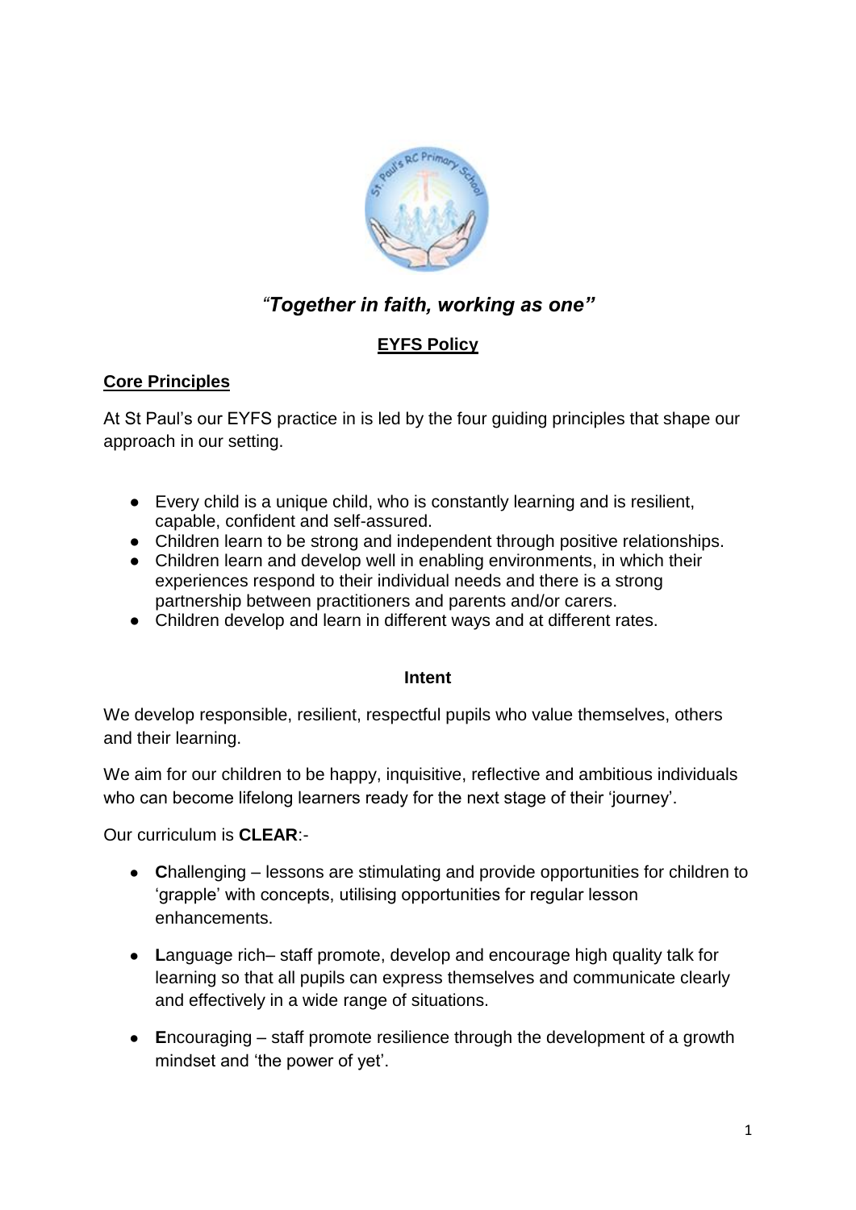*"Together in faith, working as one"*

# EYFS Policy

## Core Principles

At St Paul's our EYFS practice in is led by the four guiding principles that shape our approach in our setting.

- Every child is a unique child, who is constantly learning and is resilient, capable, confident and self-assured.
- Children learn to be strong and independent through positive relationships.
- Children learn and develop well in enabling environments, in which their experiences respond to their individual needs and there is a strong partnership between practitioners and parents and/or carers.
- Children develop and learn in different ways and at different rates.

## Intent

We develop responsible, resilient, respectful pupils who value themselves, others and their learning.

We aim for our children to be happy, inquisitive, reflective and ambitious individuals who can become lifelong learners ready for the next stage of their 'journey'.

Our curriculum is **CLEAR**:-

- **C**hallenging – lessons are stimulating and provide opportunities for children to 'grapple' with concepts, utilising opportunities for regular lesson enhancements.

- **L**anguage rich– staff promote, develop and encourage high quality talk for learning so that all pupils can express themselves and communicate clearly and effectively in a wide range of situations.

- **E**ncouraging – staff promote resilience through the development of a growth mindset and 'the power of yet'.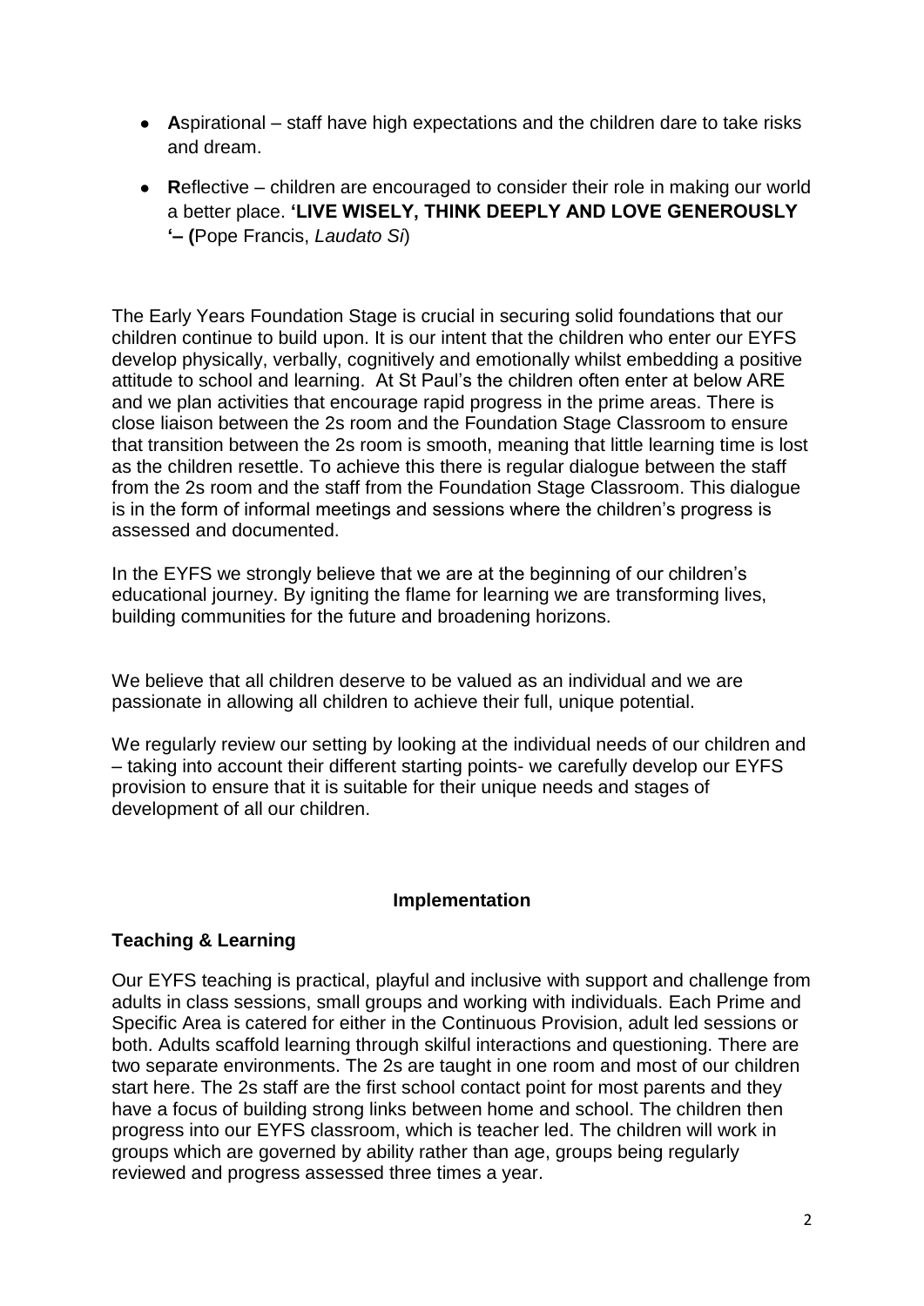- **A**spirational – staff have high expectations and the children dare to take risks and dream.
- **R**eflective – children are encouraged to consider their role in making our world a better place. **'LIVE WISELY, THINK DEEPLY AND LOVE GENEROUSLY '– (**Pope Francis, *Laudato Si*)

The Early Years Foundation Stage is crucial in securing solid foundations that our children continue to build upon. It is our intent that the children who enter our EYFS develop physically, verbally, cognitively and emotionally whilst embedding a positive attitude to school and learning. At St Paul's the children often enter at below ARE and we plan activities that encourage rapid progress in the prime areas. There is close liaison between the 2s room and the Foundation Stage Classroom to ensure that transition between the 2s room is smooth, meaning that little learning time is lost as the children resettle. To achieve this there is regular dialogue between the staff from the 2s room and the staff from the Foundation Stage Classroom. This dialogue is in the form of informal meetings and sessions where the children's progress is assessed and documented.

In the EYFS we strongly believe that we are at the beginning of our children's educational journey. By igniting the flame for learning we are transforming lives, building communities for the future and broadening horizons.

We believe that all children deserve to be valued as an individual and we are passionate in allowing all children to achieve their full, unique potential.

We regularly review our setting by looking at the individual needs of our children and – taking into account their different starting points- we carefully develop our EYFS provision to ensure that it is suitable for their unique needs and stages of development of all our children.

## Implementation

### Teaching & Learning

Our EYFS teaching is practical, playful and inclusive with support and challenge from adults in class sessions, small groups and working with individuals. Each Prime and Specific Area is catered for either in the Continuous Provision, adult led sessions or both. Adults scaffold learning through skilful interactions and questioning. There are two separate environments. The 2s are taught in one room and most of our children start here. The 2s staff are the first school contact point for most parents and they have a focus of building strong links between home and school. The children then progress into our EYFS classroom, which is teacher led. The children will work in groups which are governed by ability rather than age, groups being regularly reviewed and progress assessed three times a year.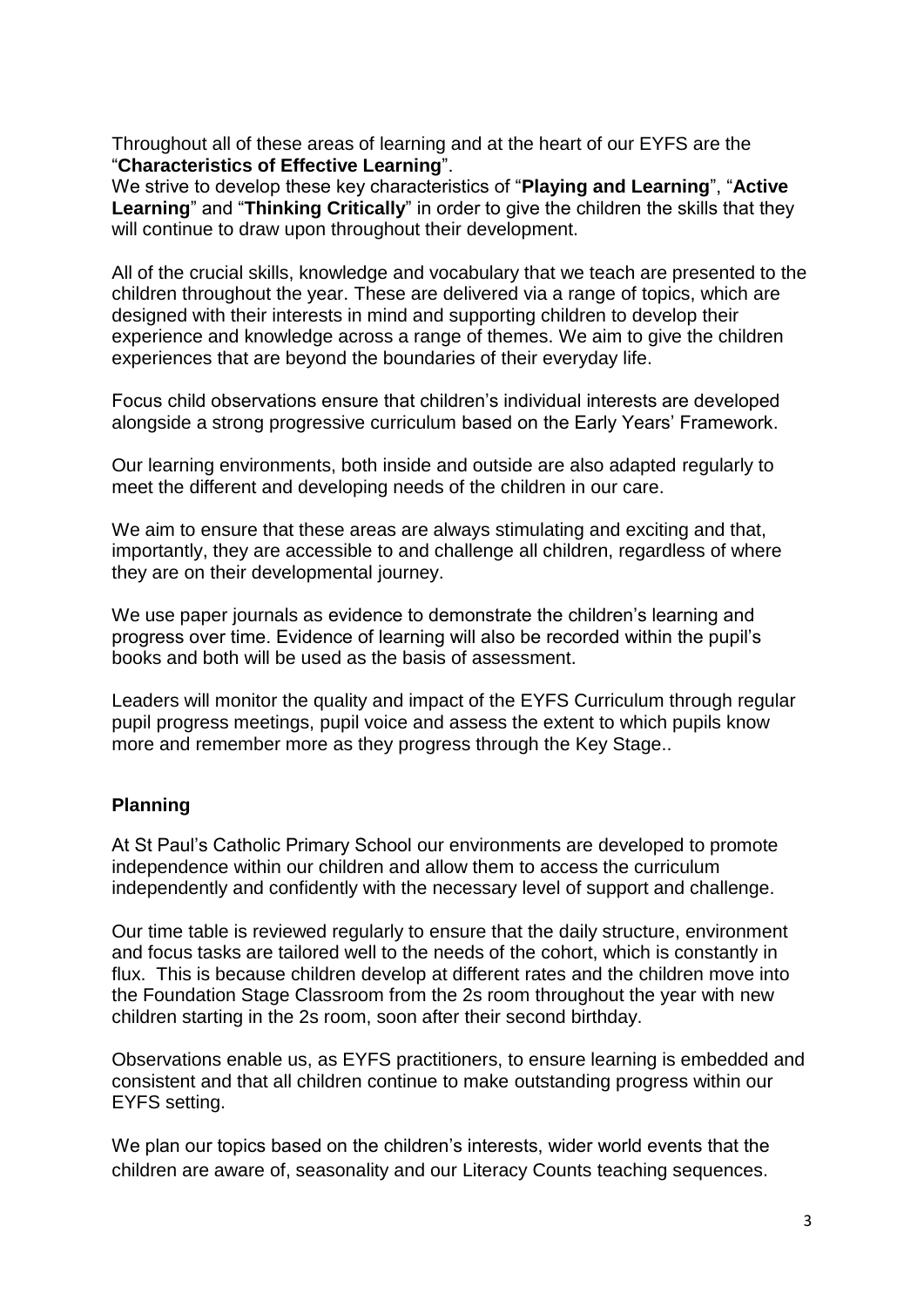Throughout all of these areas of learning and at the heart of our EYFS are the "**Characteristics of Effective Learning**".
We strive to develop these key characteristics of "**Playing and Learning**", "**Active Learning**" and "**Thinking Critically**" in order to give the children the skills that they will continue to draw upon throughout their development.

All of the crucial skills, knowledge and vocabulary that we teach are presented to the children throughout the year. These are delivered via a range of topics, which are designed with their interests in mind and supporting children to develop their experience and knowledge across a range of themes. We aim to give the children experiences that are beyond the boundaries of their everyday life.

Focus child observations ensure that children's individual interests are developed alongside a strong progressive curriculum based on the Early Years' Framework.

Our learning environments, both inside and outside are also adapted regularly to meet the different and developing needs of the children in our care.

We aim to ensure that these areas are always stimulating and exciting and that, importantly, they are accessible to and challenge all children, regardless of where they are on their developmental journey.

We use paper journals as evidence to demonstrate the children's learning and progress over time. Evidence of learning will also be recorded within the pupil's books and both will be used as the basis of assessment.

Leaders will monitor the quality and impact of the EYFS Curriculum through regular pupil progress meetings, pupil voice and assess the extent to which pupils know more and remember more as they progress through the Key Stage..

**Planning**

At St Paul's Catholic Primary School our environments are developed to promote independence within our children and allow them to access the curriculum independently and confidently with the necessary level of support and challenge.

Our time table is reviewed regularly to ensure that the daily structure, environment and focus tasks are tailored well to the needs of the cohort, which is constantly in flux. This is because children develop at different rates and the children move into the Foundation Stage Classroom from the 2s room throughout the year with new children starting in the 2s room, soon after their second birthday.

Observations enable us, as EYFS practitioners, to ensure learning is embedded and consistent and that all children continue to make outstanding progress within our EYFS setting.

We plan our topics based on the children's interests, wider world events that the children are aware of, seasonality and our Literacy Counts teaching sequences.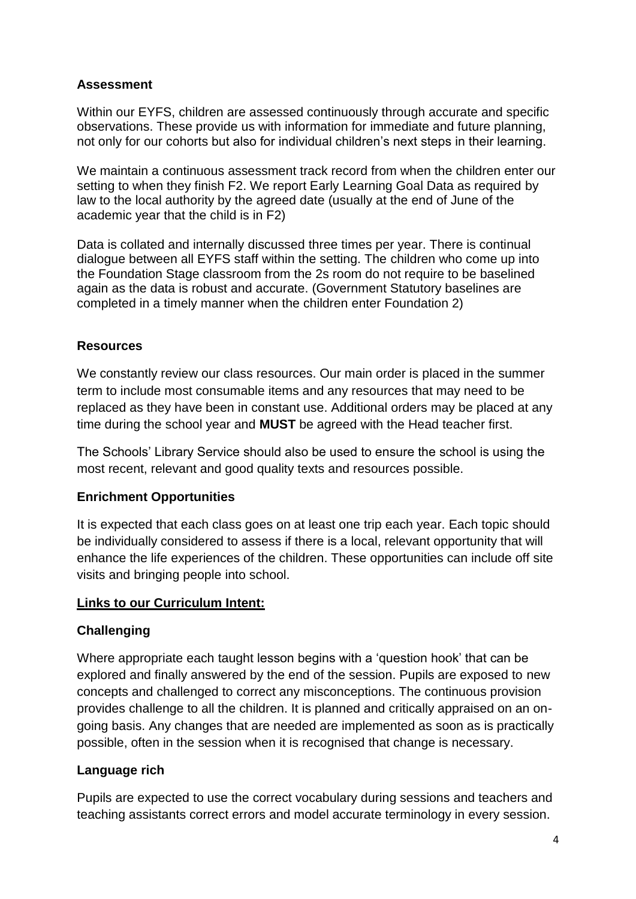## Assessment

Within our EYFS, children are assessed continuously through accurate and specific observations. These provide us with information for immediate and future planning, not only for our cohorts but also for individual children's next steps in their learning.

We maintain a continuous assessment track record from when the children enter our setting to when they finish F2. We report Early Learning Goal Data as required by law to the local authority by the agreed date (usually at the end of June of the academic year that the child is in F2)

Data is collated and internally discussed three times per year. There is continual dialogue between all EYFS staff within the setting. The children who come up into the Foundation Stage classroom from the 2s room do not require to be baselined again as the data is robust and accurate. (Government Statutory baselines are completed in a timely manner when the children enter Foundation 2)

## Resources

We constantly review our class resources. Our main order is placed in the summer term to include most consumable items and any resources that may need to be replaced as they have been in constant use. Additional orders may be placed at any time during the school year and **MUST** be agreed with the Head teacher first.

The Schools' Library Service should also be used to ensure the school is using the most recent, relevant and good quality texts and resources possible.

## Enrichment Opportunities

It is expected that each class goes on at least one trip each year. Each topic should be individually considered to assess if there is a local, relevant opportunity that will enhance the life experiences of the children. These opportunities can include off site visits and bringing people into school.

## <u>Links to our Curriculum Intent:</u>

### Challenging

Where appropriate each taught lesson begins with a 'question hook' that can be explored and finally answered by the end of the session. Pupils are exposed to new concepts and challenged to correct any misconceptions. The continuous provision provides challenge to all the children. It is planned and critically appraised on an on-going basis. Any changes that are needed are implemented as soon as is practically possible, often in the session when it is recognised that change is necessary.

### Language rich

Pupils are expected to use the correct vocabulary during sessions and teachers and teaching assistants correct errors and model accurate terminology in every session.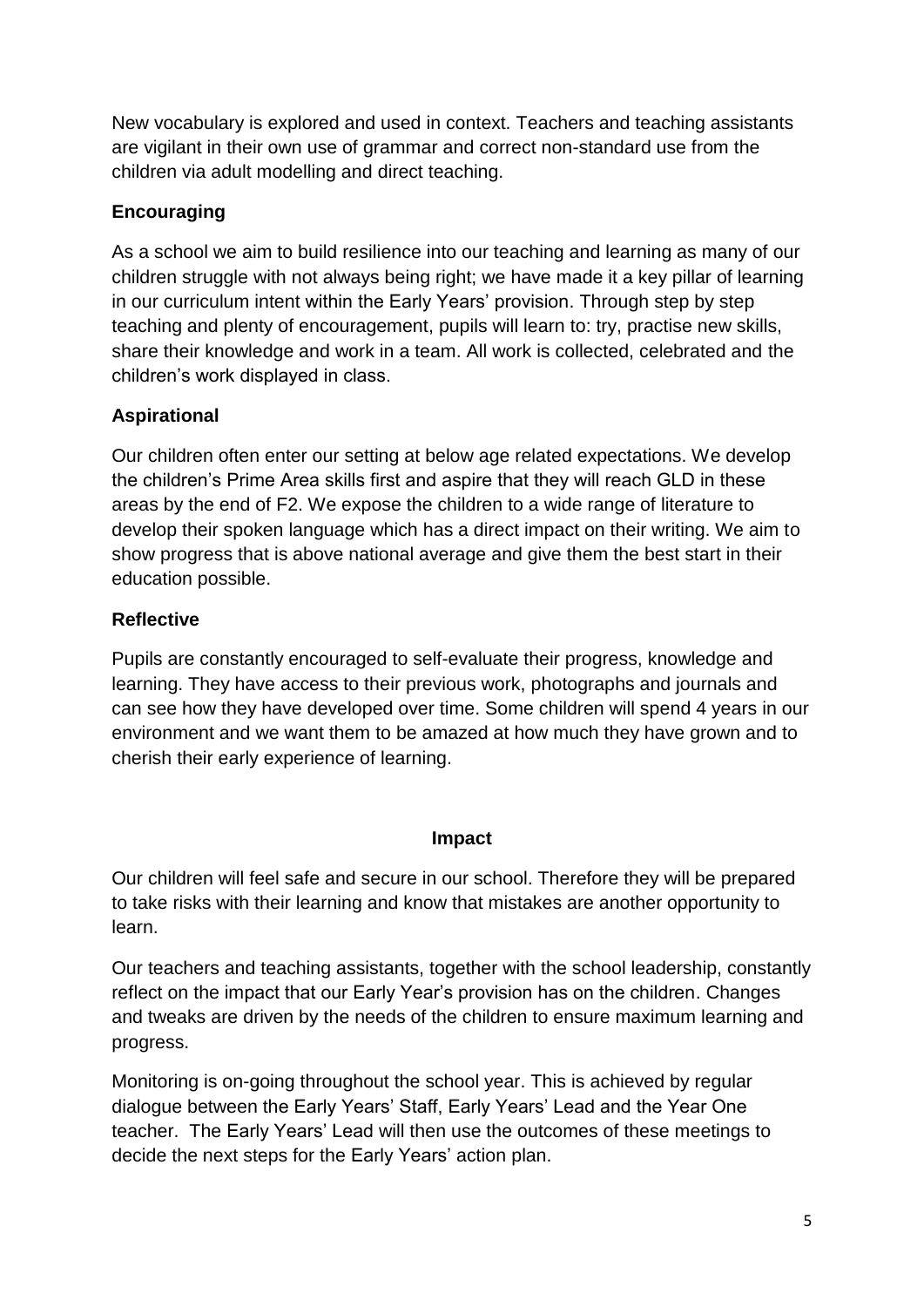New vocabulary is explored and used in context. Teachers and teaching assistants are vigilant in their own use of grammar and correct non-standard use from the children via adult modelling and direct teaching.

### Encouraging

As a school we aim to build resilience into our teaching and learning as many of our children struggle with not always being right; we have made it a key pillar of learning in our curriculum intent within the Early Years' provision. Through step by step teaching and plenty of encouragement, pupils will learn to: try, practise new skills, share their knowledge and work in a team. All work is collected, celebrated and the children's work displayed in class.

### Aspirational

Our children often enter our setting at below age related expectations. We develop the children's Prime Area skills first and aspire that they will reach GLD in these areas by the end of F2. We expose the children to a wide range of literature to develop their spoken language which has a direct impact on their writing. We aim to show progress that is above national average and give them the best start in their education possible.

### Reflective

Pupils are constantly encouraged to self-evaluate their progress, knowledge and learning. They have access to their previous work, photographs and journals and can see how they have developed over time. Some children will spend 4 years in our environment and we want them to be amazed at how much they have grown and to cherish their early experience of learning.

## Impact

Our children will feel safe and secure in our school. Therefore they will be prepared to take risks with their learning and know that mistakes are another opportunity to learn.

Our teachers and teaching assistants, together with the school leadership, constantly reflect on the impact that our Early Year's provision has on the children. Changes and tweaks are driven by the needs of the children to ensure maximum learning and progress.

Monitoring is on-going throughout the school year. This is achieved by regular dialogue between the Early Years' Staff, Early Years' Lead and the Year One teacher. The Early Years' Lead will then use the outcomes of these meetings to decide the next steps for the Early Years' action plan.